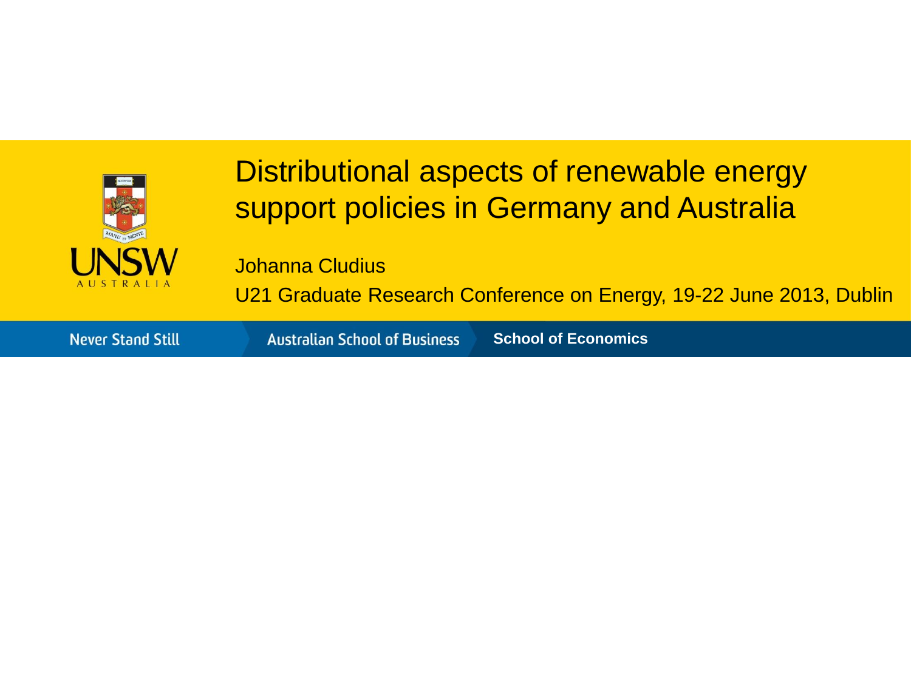# Distributional aspects of renewable energy support policies in Germany and Australia

Johanna Cludius

U21 Graduate Research Conference on Energy, 19-22 June 2013, Dublin

UNSW AUSTRALIA

Never Stand Still | Australian School of Business | **School of Economics**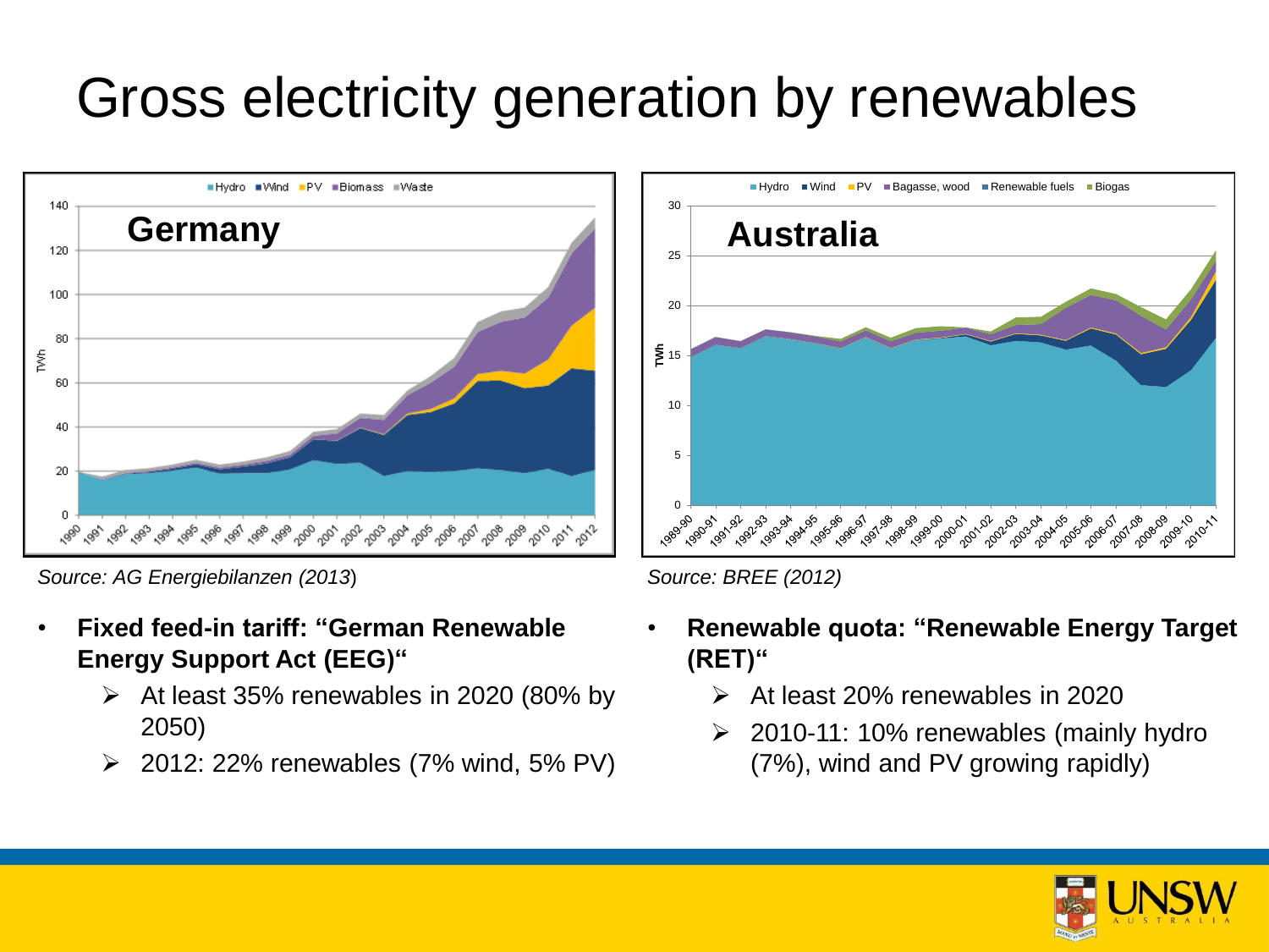# Gross electricity generation by renewables

*Source: AG Energiebilanzen (2013)*

*Source: BREE (2012)*

- **Fixed feed-in tariff: "German Renewable Energy Support Act (EEG)"**
  - At least 35% renewables in 2020 (80% by 2050)
  - 2012: 22% renewables (7% wind, 5% PV)
- **Renewable quota: "Renewable Energy Target (RET)"**
  - At least 20% renewables in 2020
  - 2010-11: 10% renewables (mainly hydro (7%), wind and PV growing rapidly)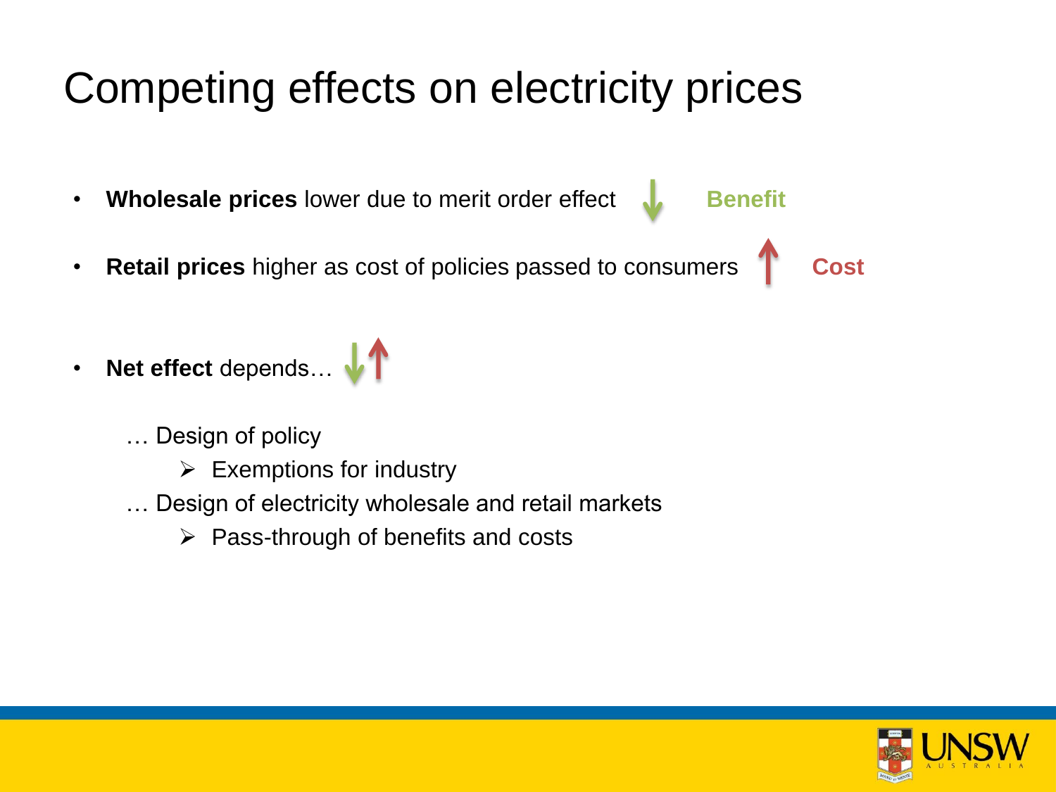# Competing effects on electricity prices

- **Wholesale prices** lower due to merit order effect ↓ **Benefit**
- **Retail prices** higher as cost of policies passed to consumers ↑ **Cost**
- **Net effect** depends… ↓↑

  … Design of policy

  - Exemptions for industry

  … Design of electricity wholesale and retail markets

  - Pass-through of benefits and costs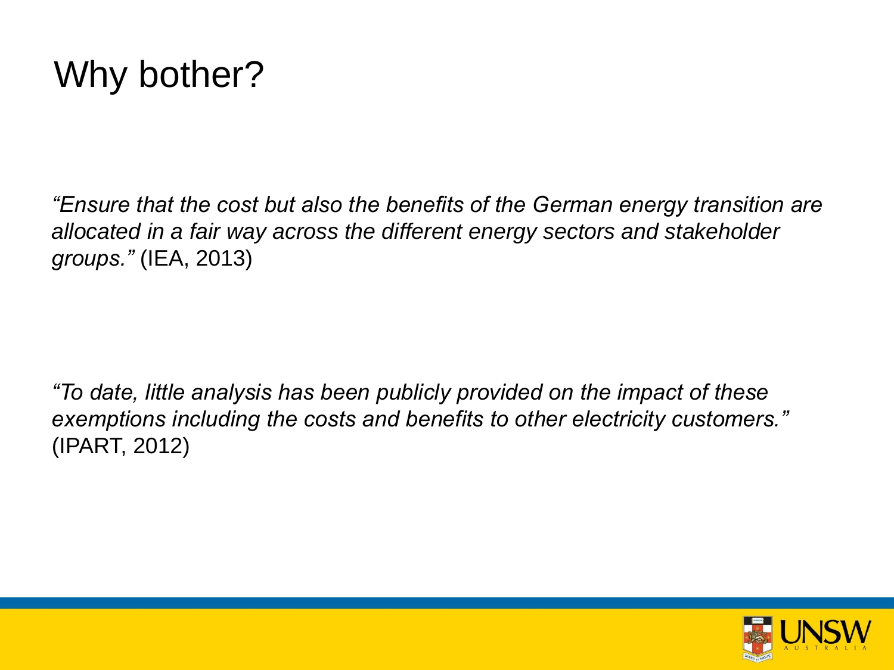# Why bother?

*"Ensure that the cost but also the benefits of the German energy transition are allocated in a fair way across the different energy sectors and stakeholder groups."* (IEA, 2013)

*"To date, little analysis has been publicly provided on the impact of these exemptions including the costs and benefits to other electricity customers."* (IPART, 2012)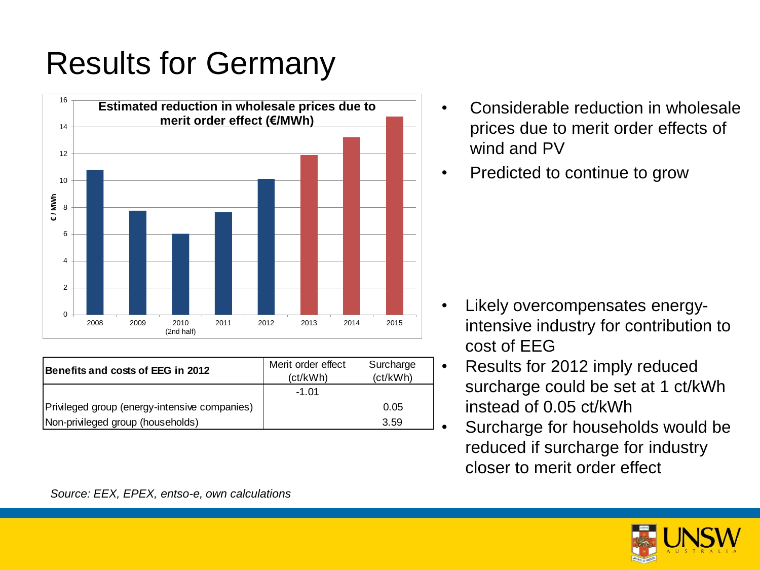# Results for Germany

**Estimated reduction in wholesale prices due to merit order effect (€/MWh)**

- Considerable reduction in wholesale prices due to merit order effects of wind and PV
- Predicted to continue to grow

| Benefits and costs of EEG in 2012 | Merit order effect (ct/kWh) | Surcharge (ct/kWh) |
|---|---|---|
| | -1.01 | |
| Privileged group (energy-intensive companies) | | 0.05 |
| Non-privileged group (households) | | 3.59 |

- Likely overcompensates energy-intensive industry for contribution to cost of EEG
- Results for 2012 imply reduced surcharge could be set at 1 ct/kWh instead of 0.05 ct/kWh
- Surcharge for households would be reduced if surcharge for industry closer to merit order effect

*Source: EEX, EPEX, entso-e, own calculations*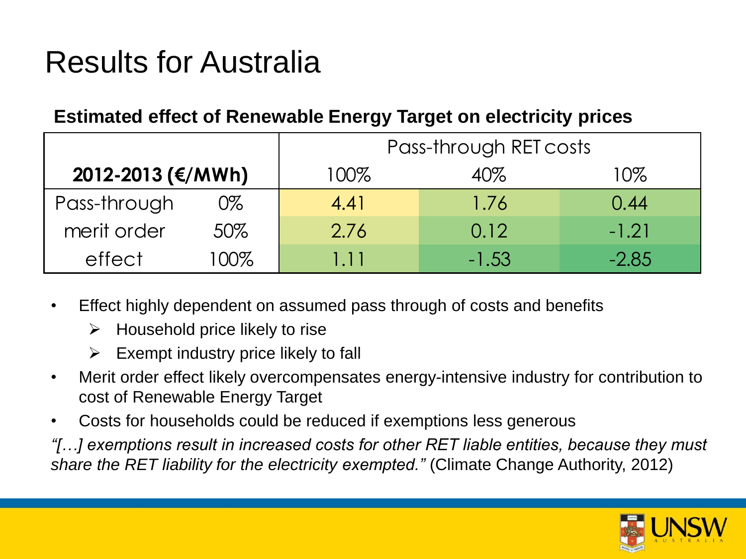# Results for Australia

**Estimated effect of Renewable Energy Target on electricity prices**

| **2012-2013 (€/MWh)** | | Pass-through RET costs 100% | 40% | 10% |
|---|---|---|---|---|
| Pass-through | 0% | 4.41 | 1.76 | 0.44 |
| merit order | 50% | 2.76 | 0.12 | -1.21 |
| effect | 100% | 1.11 | -1.53 | -2.85 |

- Effect highly dependent on assumed pass through of costs and benefits
  - Household price likely to rise
  - Exempt industry price likely to fall
- Merit order effect likely overcompensates energy-intensive industry for contribution to cost of Renewable Energy Target
- Costs for households could be reduced if exemptions less generous

*"[…] exemptions result in increased costs for other RET liable entities, because they must share the RET liability for the electricity exempted."* (Climate Change Authority, 2012)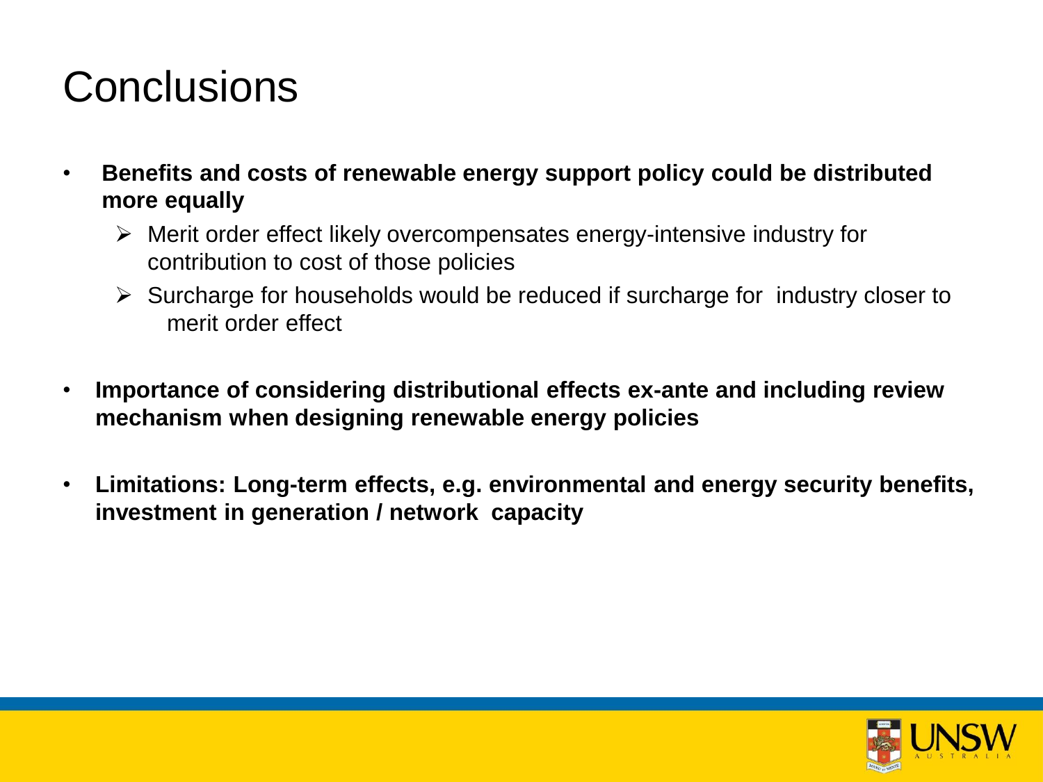# Conclusions

- **Benefits and costs of renewable energy support policy could be distributed more equally**
  - Merit order effect likely overcompensates energy-intensive industry for contribution to cost of those policies
  - Surcharge for households would be reduced if surcharge for industry closer to merit order effect
- **Importance of considering distributional effects ex-ante and including review mechanism when designing renewable energy policies**
- **Limitations: Long-term effects, e.g. environmental and energy security benefits, investment in generation / network capacity**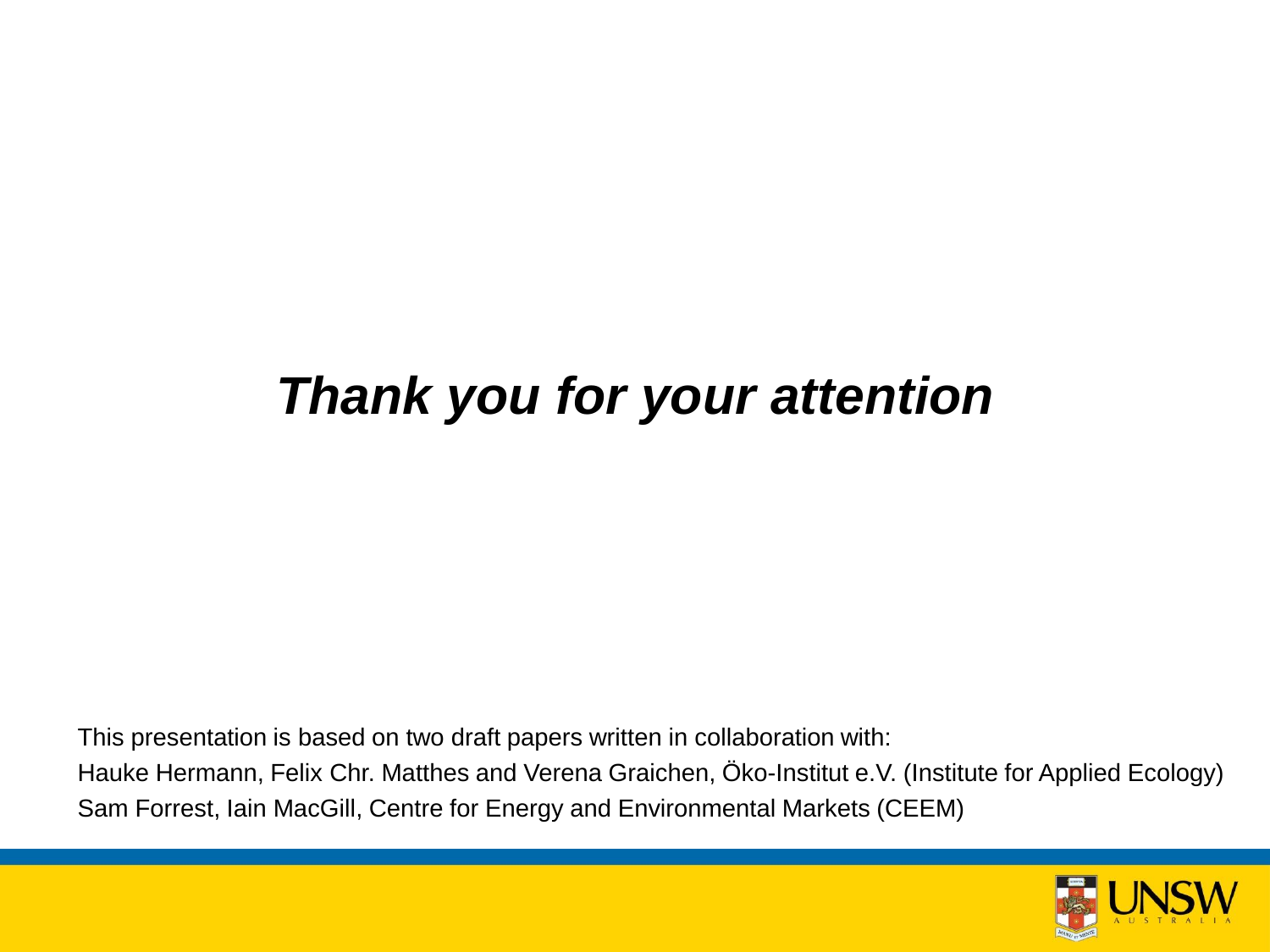# ***Thank you for your attention***

This presentation is based on two draft papers written in collaboration with:

Hauke Hermann, Felix Chr. Matthes and Verena Graichen, Öko-Institut e.V. (Institute for Applied Ecology)

Sam Forrest, Iain MacGill, Centre for Energy and Environmental Markets (CEEM)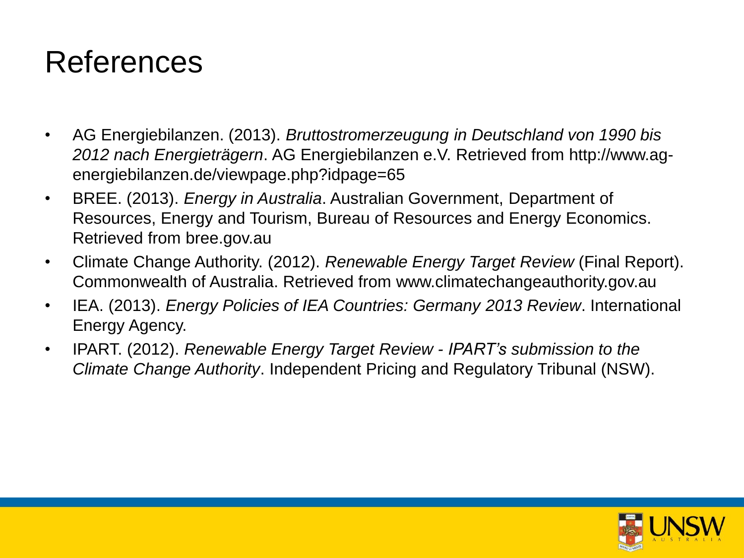# References

- AG Energiebilanzen. (2013). *Bruttostromerzeugung in Deutschland von 1990 bis 2012 nach Energieträgern*. AG Energiebilanzen e.V. Retrieved from http://www.ag-energiebilanzen.de/viewpage.php?idpage=65
- BREE. (2013). *Energy in Australia*. Australian Government, Department of Resources, Energy and Tourism, Bureau of Resources and Energy Economics. Retrieved from bree.gov.au
- Climate Change Authority. (2012). *Renewable Energy Target Review* (Final Report). Commonwealth of Australia. Retrieved from www.climatechangeauthority.gov.au
- IEA. (2013). *Energy Policies of IEA Countries: Germany 2013 Review*. International Energy Agency.
- IPART. (2012). *Renewable Energy Target Review - IPART's submission to the Climate Change Authority*. Independent Pricing and Regulatory Tribunal (NSW).